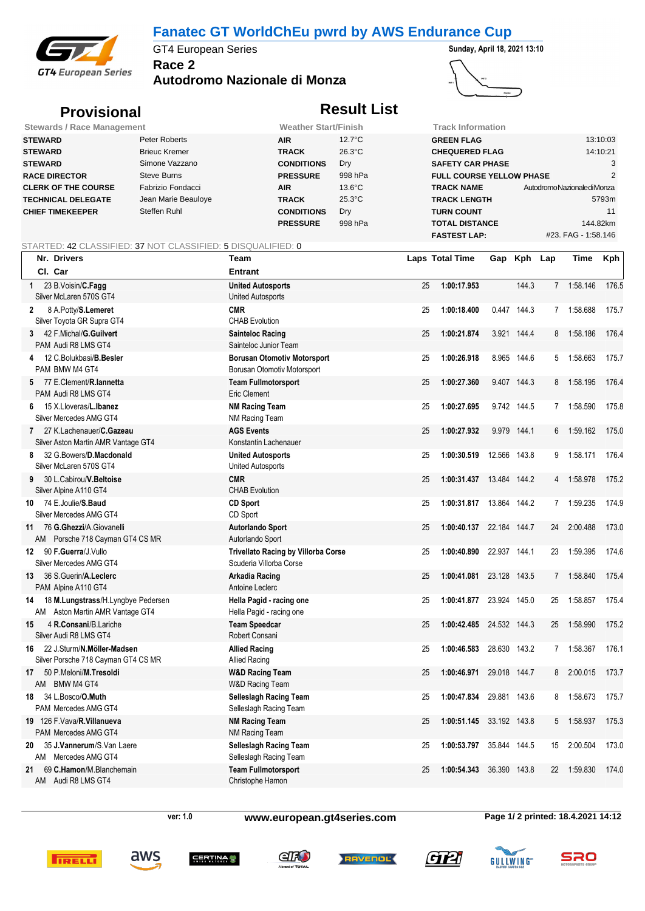# Fanatec GT WorldChEu pwrd by AWS Endurance Cup

GT4 European Series

**Race 2**

**Autodromo Nazionale di Monza**

**Sunday, April 18, 2021 13:10**

## Provisional

## Result List

| Stewards / Race Management | |
|---|---|
| **STEWARD** | Peter Roberts |
| **STEWARD** | Brieuc Kremer |
| **STEWARD** | Simone Vazzano |
| **RACE DIRECTOR** | Steve Burns |
| **CLERK OF THE COURSE** | Fabrizio Fondacci |
| **TECHNICAL DELEGATE** | Jean Marie Beauloye |
| **CHIEF TIMEKEEPER** | Steffen Ruhl |

| Weather Start/Finish | |
|---|---|
| **AIR** | 12.7°C |
| **TRACK** | 26.3°C |
| **CONDITIONS** | Dry |
| **PRESSURE** | 998 hPa |
| **AIR** | 13.6°C |
| **TRACK** | 25.3°C |
| **CONDITIONS** | Dry |
| **PRESSURE** | 998 hPa |

| Track Information | |
|---|---|
| **GREEN FLAG** | 13:10:03 |
| **CHEQUERED FLAG** | 14:10:21 |
| **SAFETY CAR PHASE** | 3 |
| **FULL COURSE YELLOW PHASE** | 2 |
| **TRACK NAME** | AutodromoNazionalediMonza |
| **TRACK LENGTH** | 5793m |
| **TURN COUNT** | 11 |
| **TOTAL DISTANCE** | 144.82km |
| **FASTEST LAP:** | #23. FAG - 1:58.146 |

STARTED: 42 CLASSIFIED: 37 NOT CLASSIFIED: 5 DISQUALIFIED: 0

| | Nr. Drivers / Cl. Car | Team / Entrant | Laps | Total Time | Gap | Kph | Lap | Time | Kph |
|---|---|---|---|---|---|---|---|---|---|
| 1 | 23 B.Voisin/**C.Fagg**<br>Silver McLaren 570S GT4 | **United Autosports**<br>United Autosports | 25 | **1:00:17.953** | | 144.3 | 7 | 1:58.146 | 176.5 |
| 2 | 8 A.Potty/**S.Lemeret**<br>Silver Toyota GR Supra GT4 | **CMR**<br>CHAB Evolution | 25 | **1:00:18.400** | 0.447 | 144.3 | 7 | 1:58.688 | 175.7 |
| 3 | 42 F.Michal/**G.Guilvert**<br>PAM Audi R8 LMS GT4 | **Sainteloc Racing**<br>Sainteloc Junior Team | 25 | **1:00:21.874** | 3.921 | 144.4 | 8 | 1:58.186 | 176.4 |
| 4 | 12 C.Bolukbasi/**B.Besler**<br>PAM BMW M4 GT4 | **Borusan Otomotiv Motorsport**<br>Borusan Otomotiv Motorsport | 25 | **1:00:26.918** | 8.965 | 144.6 | 5 | 1:58.663 | 175.7 |
| 5 | 77 E.Clement/**R.Iannetta**<br>PAM Audi R8 LMS GT4 | **Team Fullmotorsport**<br>Eric Clement | 25 | **1:00:27.360** | 9.407 | 144.3 | 8 | 1:58.195 | 176.4 |
| 6 | 15 X.Lloveras/**L.Ibanez**<br>Silver Mercedes AMG GT4 | **NM Racing Team**<br>NM Racing Team | 25 | **1:00:27.695** | 9.742 | 144.5 | 7 | 1:58.590 | 175.8 |
| 7 | 27 K.Lachenauer/**C.Gazeau**<br>Silver Aston Martin AMR Vantage GT4 | **AGS Events**<br>Konstantin Lachenauer | 25 | **1:00:27.932** | 9.979 | 144.1 | 6 | 1:59.162 | 175.0 |
| 8 | 32 G.Bowers/**D.Macdonald**<br>Silver McLaren 570S GT4 | **United Autosports**<br>United Autosports | 25 | **1:00:30.519** | 12.566 | 143.8 | 9 | 1:58.171 | 176.4 |
| 9 | 30 L.Cabirou/**V.Beltoise**<br>Silver Alpine A110 GT4 | **CMR**<br>CHAB Evolution | 25 | **1:00:31.437** | 13.484 | 144.2 | 4 | 1:58.978 | 175.2 |
| 10 | 74 E.Joulie/**S.Baud**<br>Silver Mercedes AMG GT4 | **CD Sport**<br>CD Sport | 25 | **1:00:31.817** | 13.864 | 144.2 | 7 | 1:59.235 | 174.9 |
| 11 | 76 **G.Ghezzi**/A.Giovanelli<br>AM Porsche 718 Cayman GT4 CS MR | **Autorlando Sport**<br>Autorlando Sport | 25 | **1:00:40.137** | 22.184 | 144.7 | 24 | 2:00.488 | 173.0 |
| 12 | 90 **F.Guerra**/J.Vullo<br>Silver Mercedes AMG GT4 | **Trivellato Racing by Villorba Corse**<br>Scuderia Villorba Corse | 25 | **1:00:40.890** | 22.937 | 144.1 | 23 | 1:59.395 | 174.6 |
| 13 | 36 S.Guerin/**A.Leclerc**<br>PAM Alpine A110 GT4 | **Arkadia Racing**<br>Antoine Leclerc | 25 | **1:00:41.081** | 23.128 | 143.5 | 7 | 1:58.840 | 175.4 |
| 14 | 18 **M.Lungstrass**/H.Lyngbye Pedersen<br>AM Aston Martin AMR Vantage GT4 | **Hella Pagid - racing one**<br>Hella Pagid - racing one | 25 | **1:00:41.877** | 23.924 | 145.0 | 25 | 1:58.857 | 175.4 |
| 15 | 4 **R.Consani**/B.Lariche<br>Silver Audi R8 LMS GT4 | **Team Speedcar**<br>Robert Consani | 25 | **1:00:42.485** | 24.532 | 144.3 | 25 | 1:58.990 | 175.2 |
| 16 | 22 J.Sturm/**N.Möller-Madsen**<br>Silver Porsche 718 Cayman GT4 CS MR | **Allied Racing**<br>Allied Racing | 25 | **1:00:46.583** | 28.630 | 143.2 | 7 | 1:58.367 | 176.1 |
| 17 | 50 P.Meloni/**M.Tresoldi**<br>AM BMW M4 GT4 | **W&D Racing Team**<br>W&D Racing Team | 25 | **1:00:46.971** | 29.018 | 144.7 | 8 | 2:00.015 | 173.7 |
| 18 | 34 L.Bosco/**O.Muth**<br>PAM Mercedes AMG GT4 | **Selleslagh Racing Team**<br>Selleslagh Racing Team | 25 | **1:00:47.834** | 29.881 | 143.6 | 8 | 1:58.673 | 175.7 |
| 19 | 126 F.Vava/**R.Villanueva**<br>PAM Mercedes AMG GT4 | **NM Racing Team**<br>NM Racing Team | 25 | **1:00:51.145** | 33.192 | 143.8 | 5 | 1:58.937 | 175.3 |
| 20 | 35 **J.Vannerum**/S.Van Laere<br>AM Mercedes AMG GT4 | **Selleslagh Racing Team**<br>Selleslagh Racing Team | 25 | **1:00:53.797** | 35.844 | 144.5 | 15 | 2:00.504 | 173.0 |
| 21 | 69 **C.Hamon**/M.Blanchemain<br>AM Audi R8 LMS GT4 | **Team Fullmotorsport**<br>Christophe Hamon | 25 | **1:00:54.343** | 36.390 | 143.8 | 22 | 1:59.830 | 174.0 |

ver: 1.0 www.european.gt4series.com Page 1/ 2 printed: 18.4.2021 14:12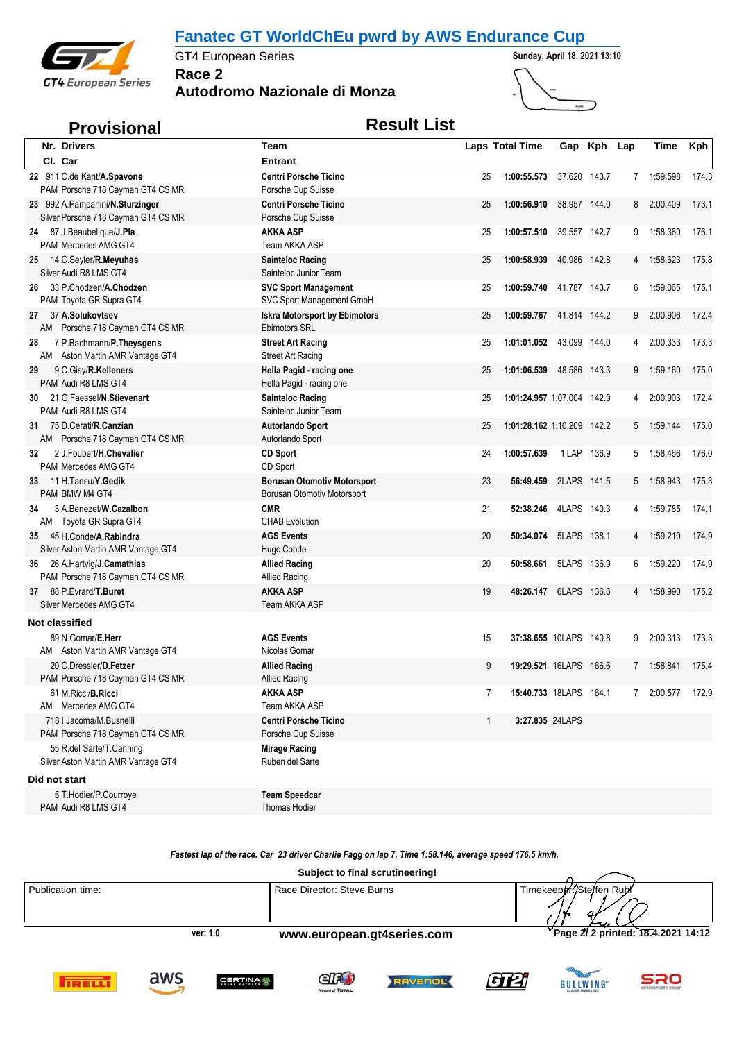# Fanatec GT WorldChEu pwrd by AWS Endurance Cup

GT4 European Series

**Race 2**

**Autodromo Nazionale di Monza**

**Sunday, April 18, 2021 13:10**

## Provisional

## Result List

| Pos | Nr. Drivers / Cl. Car | Team / Entrant | Laps | Total Time | Gap | Kph | Lap | Time | Kph |
|---|---|---|---|---|---|---|---|---|---|
| 22 | 911 C.de Kant/**A.Spavone** PAM Porsche 718 Cayman GT4 CS MR | **Centri Porsche Ticino** Porsche Cup Suisse | 25 | **1:00:55.573** | 37.620 | 143.7 | 7 | 1:59.598 | 174.3 |
| 23 | 992 A.Pampanini/**N.Sturzinger** Silver Porsche 718 Cayman GT4 CS MR | **Centri Porsche Ticino** Porsche Cup Suisse | 25 | **1:00:56.910** | 38.957 | 144.0 | 8 | 2:00.409 | 173.1 |
| 24 | 87 J.Beaubelique/**J.Pla** PAM Mercedes AMG GT4 | **AKKA ASP** Team AKKA ASP | 25 | **1:00:57.510** | 39.557 | 142.7 | 9 | 1:58.360 | 176.1 |
| 25 | 14 C.Seyler/**R.Meyuhas** Silver Audi R8 LMS GT4 | **Sainteloc Racing** Sainteloc Junior Team | 25 | **1:00:58.939** | 40.986 | 142.8 | 4 | 1:58.623 | 175.8 |
| 26 | 33 P.Chodzen/**A.Chodzen** PAM Toyota GR Supra GT4 | **SVC Sport Management** SVC Sport Management GmbH | 25 | **1:00:59.740** | 41.787 | 143.7 | 6 | 1:59.065 | 175.1 |
| 27 | 37 **A.Solukovtsev** AM Porsche 718 Cayman GT4 CS MR | **Iskra Motorsport by Ebimotors** Ebimotors SRL | 25 | **1:00:59.767** | 41.814 | 144.2 | 9 | 2:00.906 | 172.4 |
| 28 | 7 P.Bachmann/**P.Theysgens** AM Aston Martin AMR Vantage GT4 | **Street Art Racing** Street Art Racing | 25 | **1:01:01.052** | 43.099 | 144.0 | 4 | 2:00.333 | 173.3 |
| 29 | 9 C.Gisy/**R.Kelleners** PAM Audi R8 LMS GT4 | **Hella Pagid - racing one** Hella Pagid - racing one | 25 | **1:01:06.539** | 48.586 | 143.3 | 9 | 1:59.160 | 175.0 |
| 30 | 21 G.Faessel/**N.Stievenart** PAM Audi R8 LMS GT4 | **Sainteloc Racing** Sainteloc Junior Team | 25 | **1:01:24.957** | 1:07.004 | 142.9 | 4 | 2:00.903 | 172.4 |
| 31 | 75 D.Cerati/**R.Canzian** AM Porsche 718 Cayman GT4 CS MR | **Autorlando Sport** Autorlando Sport | 25 | **1:01:28.162** | 1:10.209 | 142.2 | 5 | 1:59.144 | 175.0 |
| 32 | 2 J.Foubert/**H.Chevalier** PAM Mercedes AMG GT4 | **CD Sport** CD Sport | 24 | **1:00:57.639** | 1 LAP | 136.9 | 5 | 1:58.466 | 176.0 |
| 33 | 11 H.Tansu/**Y.Gedik** PAM BMW M4 GT4 | **Borusan Otomotiv Motorsport** Borusan Otomotiv Motorsport | 23 | **56:49.459** | 2LAPS | 141.5 | 5 | 1:58.943 | 175.3 |
| 34 | 3 A.Benezet/**W.Cazalbon** AM Toyota GR Supra GT4 | **CMR** CHAB Evolution | 21 | **52:38.246** | 4LAPS | 140.3 | 4 | 1:59.785 | 174.1 |
| 35 | 45 H.Conde/**A.Rabindra** Silver Aston Martin AMR Vantage GT4 | **AGS Events** Hugo Conde | 20 | **50:34.074** | 5LAPS | 138.1 | 4 | 1:59.210 | 174.9 |
| 36 | 26 A.Hartvig/**J.Camathias** PAM Porsche 718 Cayman GT4 CS MR | **Allied Racing** Allied Racing | 20 | **50:58.661** | 5LAPS | 136.9 | 6 | 1:59.220 | 174.9 |
| 37 | 88 P.Evrard/**T.Buret** Silver Mercedes AMG GT4 | **AKKA ASP** Team AKKA ASP | 19 | **48:26.147** | 6LAPS | 136.6 | 4 | 1:58.990 | 175.2 |

**Not classified**

| Pos | Nr. Drivers / Cl. Car | Team / Entrant | Laps | Total Time | Gap | Kph | Lap | Time | Kph |
|---|---|---|---|---|---|---|---|---|---|
| | 89 N.Gomar/**E.Herr** AM Aston Martin AMR Vantage GT4 | **AGS Events** Nicolas Gomar | 15 | **37:38.655** | 10LAPS | 140.8 | 9 | 2:00.313 | 173.3 |
| | 20 C.Dressler/**D.Fetzer** PAM Porsche 718 Cayman GT4 CS MR | **Allied Racing** Allied Racing | 9 | **19:29.521** | 16LAPS | 166.6 | 7 | 1:58.841 | 175.4 |
| | 61 M.Ricci/**B.Ricci** AM Mercedes AMG GT4 | **AKKA ASP** Team AKKA ASP | 7 | **15:40.733** | 18LAPS | 164.1 | 7 | 2:00.577 | 172.9 |
| | 718 I.Jacoma/M.Busnelli PAM Porsche 718 Cayman GT4 CS MR | **Centri Porsche Ticino** Porsche Cup Suisse | 1 | **3:27.835** | 24LAPS | | | | |
| | 55 R.del Sarte/T.Canning Silver Aston Martin AMR Vantage GT4 | **Mirage Racing** Ruben del Sarte | | | | | | | |

**Did not start**

| Pos | Nr. Drivers / Cl. Car | Team / Entrant | Laps | Total Time | Gap | Kph | Lap | Time | Kph |
|---|---|---|---|---|---|---|---|---|---|
| | 5 T.Hodier/P.Courroye PAM Audi R8 LMS GT4 | **Team Speedcar** Thomas Hodier | | | | | | | |

***Fastest lap of the race. Car 23 driver Charlie Fagg on lap 7. Time 1:58.146, average speed 176.5 km/h.***

**Subject to final scrutineering!**

| Publication time: | Race Director: Steve Burns | Timekeeper: Steffen Ruhl |
|---|---|---|

ver: 1.0 — **www.european.gt4series.com** — **printed: 18.4.2021 14:12**